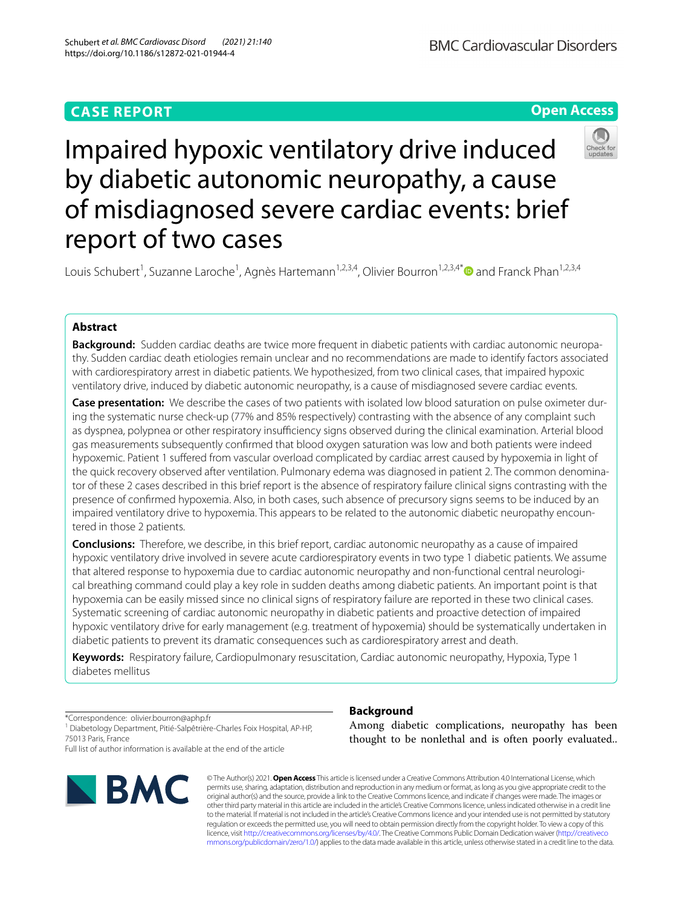CASE REPORT

Open Access

# Impaired hypoxic ventilatory drive induced by diabetic autonomic neuropathy, a cause of misdiagnosed severe cardiac events: brief report of two cases

Louis Schubert[1], Suzanne Laroche[1], Agnès Hartemann[1,2,3,4], Olivier Bourron[1,2,3,4*] and Franck Phan[1,2,3,4]

## Abstract

**Background:** Sudden cardiac deaths are twice more frequent in diabetic patients with cardiac autonomic neuropathy. Sudden cardiac death etiologies remain unclear and no recommendations are made to identify factors associated with cardiorespiratory arrest in diabetic patients. We hypothesized, from two clinical cases, that impaired hypoxic ventilatory drive, induced by diabetic autonomic neuropathy, is a cause of misdiagnosed severe cardiac events.

**Case presentation:** We describe the cases of two patients with isolated low blood saturation on pulse oximeter during the systematic nurse check-up (77% and 85% respectively) contrasting with the absence of any complaint such as dyspnea, polypnea or other respiratory insufficiency signs observed during the clinical examination. Arterial blood gas measurements subsequently confirmed that blood oxygen saturation was low and both patients were indeed hypoxemic. Patient 1 suffered from vascular overload complicated by cardiac arrest caused by hypoxemia in light of the quick recovery observed after ventilation. Pulmonary edema was diagnosed in patient 2. The common denominator of these 2 cases described in this brief report is the absence of respiratory failure clinical signs contrasting with the presence of confirmed hypoxemia. Also, in both cases, such absence of precursory signs seems to be induced by an impaired ventilatory drive to hypoxemia. This appears to be related to the autonomic diabetic neuropathy encountered in those 2 patients.

**Conclusions:** Therefore, we describe, in this brief report, cardiac autonomic neuropathy as a cause of impaired hypoxic ventilatory drive involved in severe acute cardiorespiratory events in two type 1 diabetic patients. We assume that altered response to hypoxemia due to cardiac autonomic neuropathy and non-functional central neurological breathing command could play a key role in sudden deaths among diabetic patients. An important point is that hypoxemia can be easily missed since no clinical signs of respiratory failure are reported in these two clinical cases. Systematic screening of cardiac autonomic neuropathy in diabetic patients and proactive detection of impaired hypoxic ventilatory drive for early management (e.g. treatment of hypoxemia) should be systematically undertaken in diabetic patients to prevent its dramatic consequences such as cardiorespiratory arrest and death.

**Keywords:** Respiratory failure, Cardiopulmonary resuscitation, Cardiac autonomic neuropathy, Hypoxia, Type 1 diabetes mellitus

*Correspondence: olivier.bourron@aphp.fr
[1] Diabetology Department, Pitié-Salpêtrière-Charles Foix Hospital, AP-HP, 75013 Paris, France
Full list of author information is available at the end of the article

## Background

Among diabetic complications, neuropathy has been thought to be nonlethal and is often poorly evaluated..

© The Author(s) 2021. **Open Access** This article is licensed under a Creative Commons Attribution 4.0 International License, which permits use, sharing, adaptation, distribution and reproduction in any medium or format, as long as you give appropriate credit to the original author(s) and the source, provide a link to the Creative Commons licence, and indicate if changes were made. The images or other third party material in this article are included in the article's Creative Commons licence, unless indicated otherwise in a credit line to the material. If material is not included in the article's Creative Commons licence and your intended use is not permitted by statutory regulation or exceeds the permitted use, you will need to obtain permission directly from the copyright holder. To view a copy of this licence, visit http://creativecommons.org/licenses/by/4.0/. The Creative Commons Public Domain Dedication waiver (http://creativecommons.org/publicdomain/zero/1.0/) applies to the data made available in this article, unless otherwise stated in a credit line to the data.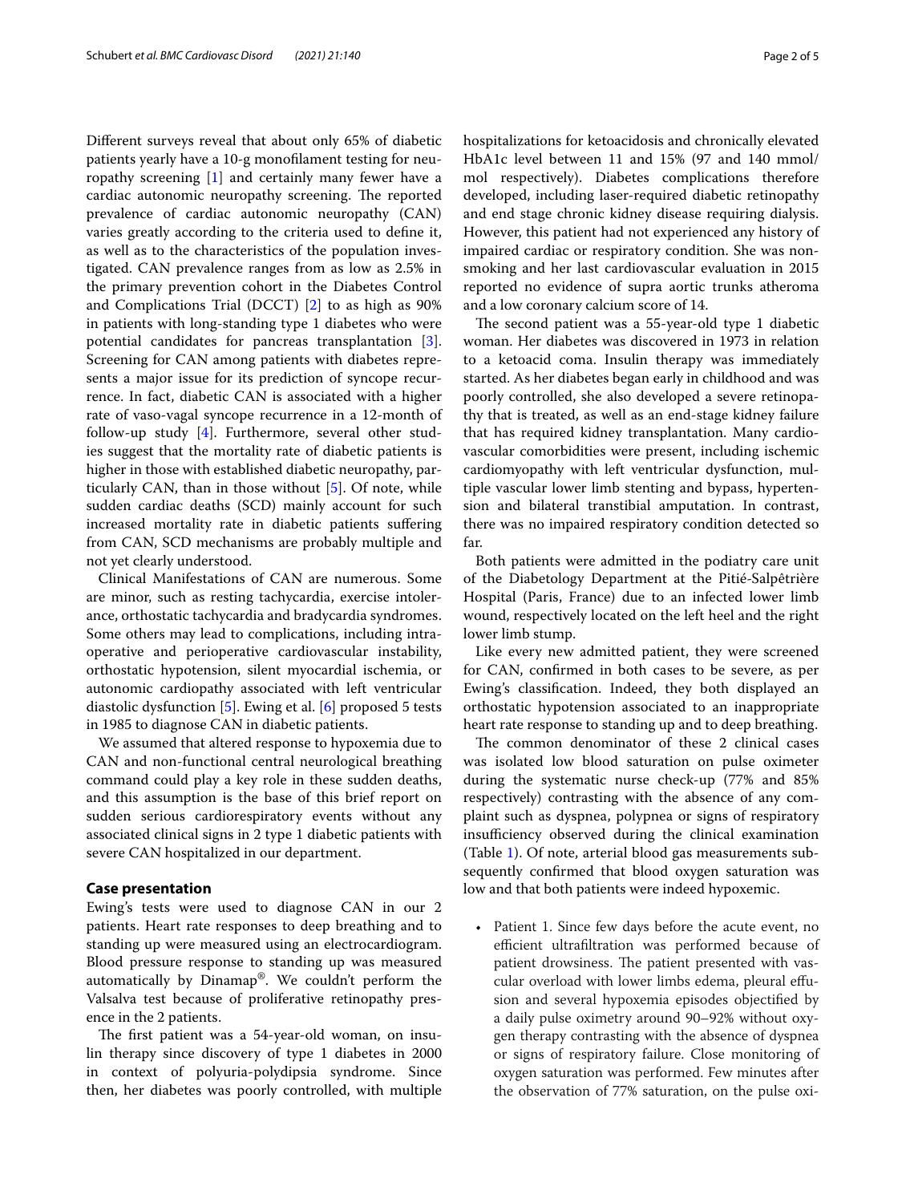Different surveys reveal that about only 65% of diabetic patients yearly have a 10-g monofilament testing for neuropathy screening [1] and certainly many fewer have a cardiac autonomic neuropathy screening. The reported prevalence of cardiac autonomic neuropathy (CAN) varies greatly according to the criteria used to define it, as well as to the characteristics of the population investigated. CAN prevalence ranges from as low as 2.5% in the primary prevention cohort in the Diabetes Control and Complications Trial (DCCT) [2] to as high as 90% in patients with long-standing type 1 diabetes who were potential candidates for pancreas transplantation [3]. Screening for CAN among patients with diabetes represents a major issue for its prediction of syncope recurrence. In fact, diabetic CAN is associated with a higher rate of vaso-vagal syncope recurrence in a 12-month of follow-up study [4]. Furthermore, several other studies suggest that the mortality rate of diabetic patients is higher in those with established diabetic neuropathy, particularly CAN, than in those without [5]. Of note, while sudden cardiac deaths (SCD) mainly account for such increased mortality rate in diabetic patients suffering from CAN, SCD mechanisms are probably multiple and not yet clearly understood.

Clinical Manifestations of CAN are numerous. Some are minor, such as resting tachycardia, exercise intolerance, orthostatic tachycardia and bradycardia syndromes. Some others may lead to complications, including intraoperative and perioperative cardiovascular instability, orthostatic hypotension, silent myocardial ischemia, or autonomic cardiopathy associated with left ventricular diastolic dysfunction [5]. Ewing et al. [6] proposed 5 tests in 1985 to diagnose CAN in diabetic patients.

We assumed that altered response to hypoxemia due to CAN and non-functional central neurological breathing command could play a key role in these sudden deaths, and this assumption is the base of this brief report on sudden serious cardiorespiratory events without any associated clinical signs in 2 type 1 diabetic patients with severe CAN hospitalized in our department.

## Case presentation

Ewing's tests were used to diagnose CAN in our 2 patients. Heart rate responses to deep breathing and to standing up were measured using an electrocardiogram. Blood pressure response to standing up was measured automatically by Dinamap®. We couldn't perform the Valsalva test because of proliferative retinopathy presence in the 2 patients.

The first patient was a 54-year-old woman, on insulin therapy since discovery of type 1 diabetes in 2000 in context of polyuria-polydipsia syndrome. Since then, her diabetes was poorly controlled, with multiple hospitalizations for ketoacidosis and chronically elevated HbA1c level between 11 and 15% (97 and 140 mmol/mol respectively). Diabetes complications therefore developed, including laser-required diabetic retinopathy and end stage chronic kidney disease requiring dialysis. However, this patient had not experienced any history of impaired cardiac or respiratory condition. She was non-smoking and her last cardiovascular evaluation in 2015 reported no evidence of supra aortic trunks atheroma and a low coronary calcium score of 14.

The second patient was a 55-year-old type 1 diabetic woman. Her diabetes was discovered in 1973 in relation to a ketoacid coma. Insulin therapy was immediately started. As her diabetes began early in childhood and was poorly controlled, she also developed a severe retinopathy that is treated, as well as an end-stage kidney failure that has required kidney transplantation. Many cardiovascular comorbidities were present, including ischemic cardiomyopathy with left ventricular dysfunction, multiple vascular lower limb stenting and bypass, hypertension and bilateral transtibial amputation. In contrast, there was no impaired respiratory condition detected so far.

Both patients were admitted in the podiatry care unit of the Diabetology Department at the Pitié-Salpêtrière Hospital (Paris, France) due to an infected lower limb wound, respectively located on the left heel and the right lower limb stump.

Like every new admitted patient, they were screened for CAN, confirmed in both cases to be severe, as per Ewing's classification. Indeed, they both displayed an orthostatic hypotension associated to an inappropriate heart rate response to standing up and to deep breathing.

The common denominator of these 2 clinical cases was isolated low blood saturation on pulse oximeter during the systematic nurse check-up (77% and 85% respectively) contrasting with the absence of any complaint such as dyspnea, polypnea or signs of respiratory insufficiency observed during the clinical examination (Table 1). Of note, arterial blood gas measurements subsequently confirmed that blood oxygen saturation was low and that both patients were indeed hypoxemic.

- Patient 1. Since few days before the acute event, no efficient ultrafiltration was performed because of patient drowsiness. The patient presented with vascular overload with lower limbs edema, pleural effusion and several hypoxemia episodes objectified by a daily pulse oximetry around 90–92% without oxygen therapy contrasting with the absence of dyspnea or signs of respiratory failure. Close monitoring of oxygen saturation was performed. Few minutes after the observation of 77% saturation, on the pulse oxi-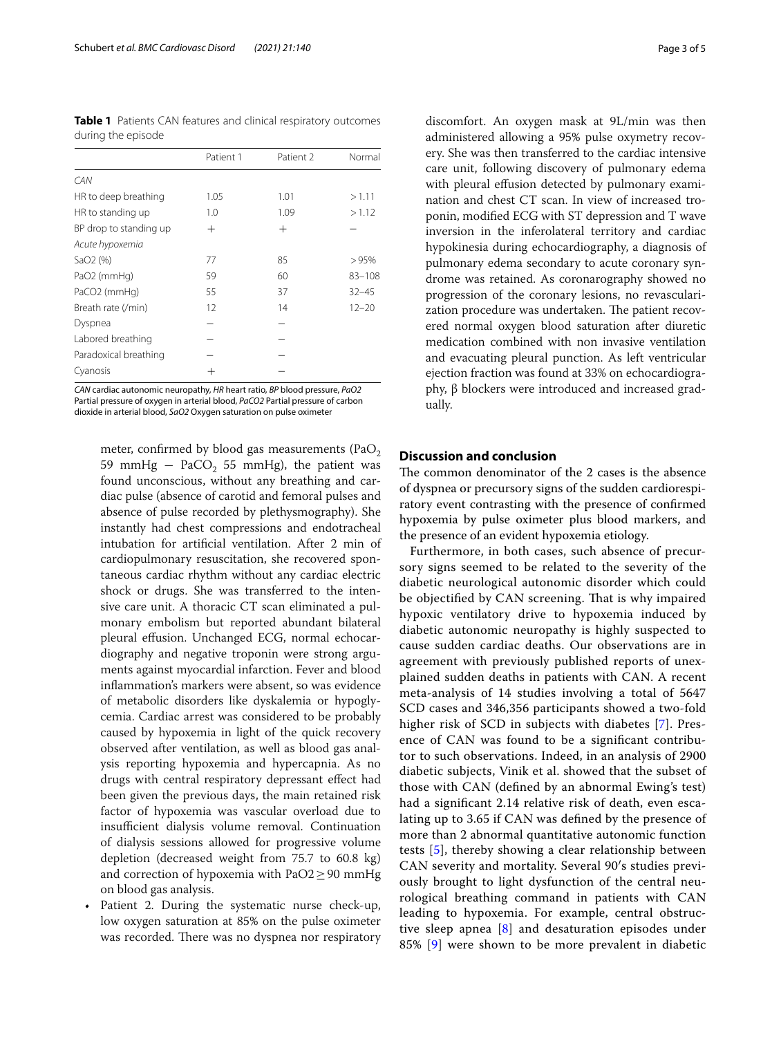**Table 1** Patients CAN features and clinical respiratory outcomes during the episode

| | Patient 1 | Patient 2 | Normal |
|---|---|---|---|
| *CAN* | | | |
| HR to deep breathing | 1.05 | 1.01 | > 1.11 |
| HR to standing up | 1.0 | 1.09 | > 1.12 |
| BP drop to standing up | + | + | – |
| *Acute hypoxemia* | | | |
| SaO2 (%) | 77 | 85 | > 95% |
| PaO2 (mmHg) | 59 | 60 | 83–108 |
| PaCO2 (mmHg) | 55 | 37 | 32–45 |
| Breath rate (/min) | 12 | 14 | 12–20 |
| Dyspnea | – | – | |
| Labored breathing | – | – | |
| Paradoxical breathing | – | – | |
| Cyanosis | + | – | |

*CAN* cardiac autonomic neuropathy, *HR* heart ratio, *BP* blood pressure, *PaO2* Partial pressure of oxygen in arterial blood, *PaCO2* Partial pressure of carbon dioxide in arterial blood, *SaO2* Oxygen saturation on pulse oximeter

meter, confirmed by blood gas measurements ($PaO_2$ 59 mmHg – $PaCO_2$ 55 mmHg), the patient was found unconscious, without any breathing and cardiac pulse (absence of carotid and femoral pulses and absence of pulse recorded by plethysmography). She instantly had chest compressions and endotracheal intubation for artificial ventilation. After 2 min of cardiopulmonary resuscitation, she recovered spontaneous cardiac rhythm without any cardiac electric shock or drugs. She was transferred to the intensive care unit. A thoracic CT scan eliminated a pulmonary embolism but reported abundant bilateral pleural effusion. Unchanged ECG, normal echocardiography and negative troponin were strong arguments against myocardial infarction. Fever and blood inflammation's markers were absent, so was evidence of metabolic disorders like dyskalemia or hypoglycemia. Cardiac arrest was considered to be probably caused by hypoxemia in light of the quick recovery observed after ventilation, as well as blood gas analysis reporting hypoxemia and hypercapnia. As no drugs with central respiratory depressant effect had been given the previous days, the main retained risk factor of hypoxemia was vascular overload due to insufficient dialysis volume removal. Continuation of dialysis sessions allowed for progressive volume depletion (decreased weight from 75.7 to 60.8 kg) and correction of hypoxemia with $PaO2 \geq 90$ mmHg on blood gas analysis.

- Patient 2. During the systematic nurse check-up, low oxygen saturation at 85% on the pulse oximeter was recorded. There was no dyspnea nor respiratory discomfort. An oxygen mask at 9L/min was then administered allowing a 95% pulse oxymetry recovery. She was then transferred to the cardiac intensive care unit, following discovery of pulmonary edema with pleural effusion detected by pulmonary examination and chest CT scan. In view of increased troponin, modified ECG with ST depression and T wave inversion in the inferolateral territory and cardiac hypokinesia during echocardiography, a diagnosis of pulmonary edema secondary to acute coronary syndrome was retained. As coronarography showed no progression of the coronary lesions, no revascularization procedure was undertaken. The patient recovered normal oxygen blood saturation after diuretic medication combined with non invasive ventilation and evacuating pleural punction. As left ventricular ejection fraction was found at 33% on echocardiography, β blockers were introduced and increased gradually.

## Discussion and conclusion

The common denominator of the 2 cases is the absence of dyspnea or precursory signs of the sudden cardiorespiratory event contrasting with the presence of confirmed hypoxemia by pulse oximeter plus blood markers, and the presence of an evident hypoxemia etiology.

Furthermore, in both cases, such absence of precursory signs seemed to be related to the severity of the diabetic neurological autonomic disorder which could be objectified by CAN screening. That is why impaired hypoxic ventilatory drive to hypoxemia induced by diabetic autonomic neuropathy is highly suspected to cause sudden cardiac deaths. Our observations are in agreement with previously published reports of unexplained sudden deaths in patients with CAN. A recent meta-analysis of 14 studies involving a total of 5647 SCD cases and 346,356 participants showed a two-fold higher risk of SCD in subjects with diabetes [7]. Presence of CAN was found to be a significant contributor to such observations. Indeed, in an analysis of 2900 diabetic subjects, Vinik et al. showed that the subset of those with CAN (defined by an abnormal Ewing's test) had a significant 2.14 relative risk of death, even escalating up to 3.65 if CAN was defined by the presence of more than 2 abnormal quantitative autonomic function tests [5], thereby showing a clear relationship between CAN severity and mortality. Several 90's studies previously brought to light dysfunction of the central neurological breathing command in patients with CAN leading to hypoxemia. For example, central obstructive sleep apnea [8] and desaturation episodes under 85% [9] were shown to be more prevalent in diabetic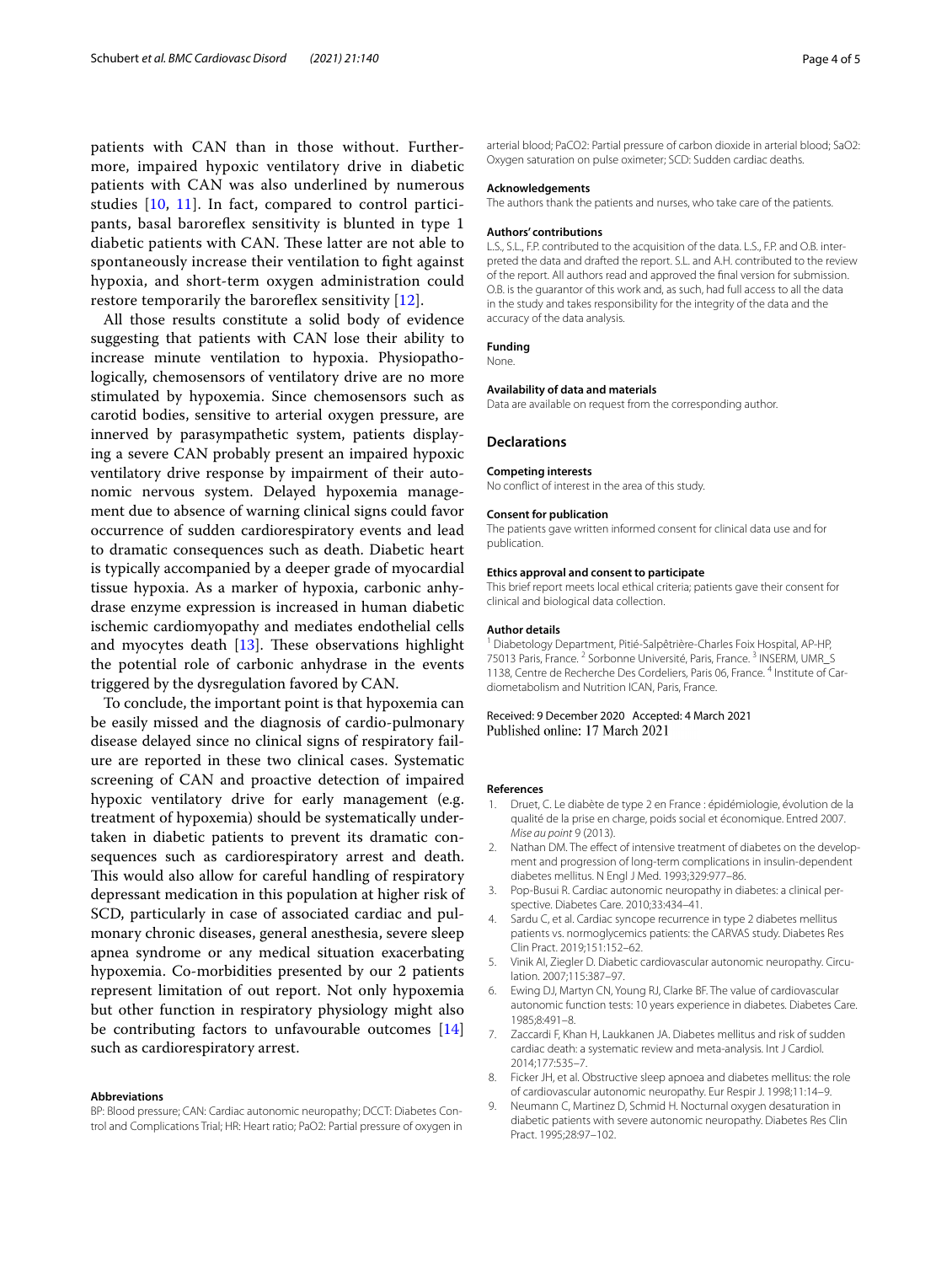patients with CAN than in those without. Furthermore, impaired hypoxic ventilatory drive in diabetic patients with CAN was also underlined by numerous studies [10, 11]. In fact, compared to control participants, basal baroreflex sensitivity is blunted in type 1 diabetic patients with CAN. These latter are not able to spontaneously increase their ventilation to fight against hypoxia, and short-term oxygen administration could restore temporarily the baroreflex sensitivity [12].

All those results constitute a solid body of evidence suggesting that patients with CAN lose their ability to increase minute ventilation to hypoxia. Physiopathologically, chemosensors of ventilatory drive are no more stimulated by hypoxemia. Since chemosensors such as carotid bodies, sensitive to arterial oxygen pressure, are innerved by parasympathetic system, patients displaying a severe CAN probably present an impaired hypoxic ventilatory drive response by impairment of their autonomic nervous system. Delayed hypoxemia management due to absence of warning clinical signs could favor occurrence of sudden cardiorespiratory events and lead to dramatic consequences such as death. Diabetic heart is typically accompanied by a deeper grade of myocardial tissue hypoxia. As a marker of hypoxia, carbonic anhydrase enzyme expression is increased in human diabetic ischemic cardiomyopathy and mediates endothelial cells and myocytes death [13]. These observations highlight the potential role of carbonic anhydrase in the events triggered by the dysregulation favored by CAN.

To conclude, the important point is that hypoxemia can be easily missed and the diagnosis of cardio-pulmonary disease delayed since no clinical signs of respiratory failure are reported in these two clinical cases. Systematic screening of CAN and proactive detection of impaired hypoxic ventilatory drive for early management (e.g. treatment of hypoxemia) should be systematically undertaken in diabetic patients to prevent its dramatic consequences such as cardiorespiratory arrest and death. This would also allow for careful handling of respiratory depressant medication in this population at higher risk of SCD, particularly in case of associated cardiac and pulmonary chronic diseases, general anesthesia, severe sleep apnea syndrome or any medical situation exacerbating hypoxemia. Co-morbidities presented by our 2 patients represent limitation of out report. Not only hypoxemia but other function in respiratory physiology might also be contributing factors to unfavourable outcomes [14] such as cardiorespiratory arrest.

#### Abbreviations

BP: Blood pressure; CAN: Cardiac autonomic neuropathy; DCCT: Diabetes Control and Complications Trial; HR: Heart ratio; PaO2: Partial pressure of oxygen in arterial blood; PaCO2: Partial pressure of carbon dioxide in arterial blood; SaO2: Oxygen saturation on pulse oximeter; SCD: Sudden cardiac deaths.

#### Acknowledgements

The authors thank the patients and nurses, who take care of the patients.

#### Authors' contributions

L.S., S.L., F.P. contributed to the acquisition of the data. L.S., F.P. and O.B. interpreted the data and drafted the report. S.L. and A.H. contributed to the review of the report. All authors read and approved the final version for submission. O.B. is the guarantor of this work and, as such, had full access to all the data in the study and takes responsibility for the integrity of the data and the accuracy of the data analysis.

#### Funding

None.

#### Availability of data and materials

Data are available on request from the corresponding author.

### Declarations

#### Competing interests

No conflict of interest in the area of this study.

#### Consent for publication

The patients gave written informed consent for clinical data use and for publication.

#### Ethics approval and consent to participate

This brief report meets local ethical criteria; patients gave their consent for clinical and biological data collection.

#### Author details

[1] Diabetology Department, Pitié-Salpêtrière-Charles Foix Hospital, AP-HP, 75013 Paris, France. [2] Sorbonne Université, Paris, France. [3] INSERM, UMR_S 1138, Centre de Recherche Des Cordeliers, Paris 06, France. [4] Institute of Cardiometabolism and Nutrition ICAN, Paris, France.

Received: 9 December 2020 Accepted: 4 March 2021
Published online: 17 March 2021

#### References

1. Druet, C. Le diabète de type 2 en France : épidémiologie, évolution de la qualité de la prise en charge, poids social et économique. Entred 2007. *Mise au point* 9 (2013).
2. Nathan DM. The effect of intensive treatment of diabetes on the development and progression of long-term complications in insulin-dependent diabetes mellitus. N Engl J Med. 1993;329:977–86.
3. Pop-Busui R. Cardiac autonomic neuropathy in diabetes: a clinical perspective. Diabetes Care. 2010;33:434–41.
4. Sardu C, et al. Cardiac syncope recurrence in type 2 diabetes mellitus patients vs. normoglycemics patients: the CARVAS study. Diabetes Res Clin Pract. 2019;151:152–62.
5. Vinik AI, Ziegler D. Diabetic cardiovascular autonomic neuropathy. Circulation. 2007;115:387–97.
6. Ewing DJ, Martyn CN, Young RJ, Clarke BF. The value of cardiovascular autonomic function tests: 10 years experience in diabetes. Diabetes Care. 1985;8:491–8.
7. Zaccardi F, Khan H, Laukkanen JA. Diabetes mellitus and risk of sudden cardiac death: a systematic review and meta-analysis. Int J Cardiol. 2014;177:535–7.
8. Ficker JH, et al. Obstructive sleep apnoea and diabetes mellitus: the role of cardiovascular autonomic neuropathy. Eur Respir J. 1998;11:14–9.
9. Neumann C, Martinez D, Schmid H. Nocturnal oxygen desaturation in diabetic patients with severe autonomic neuropathy. Diabetes Res Clin Pract. 1995;28:97–102.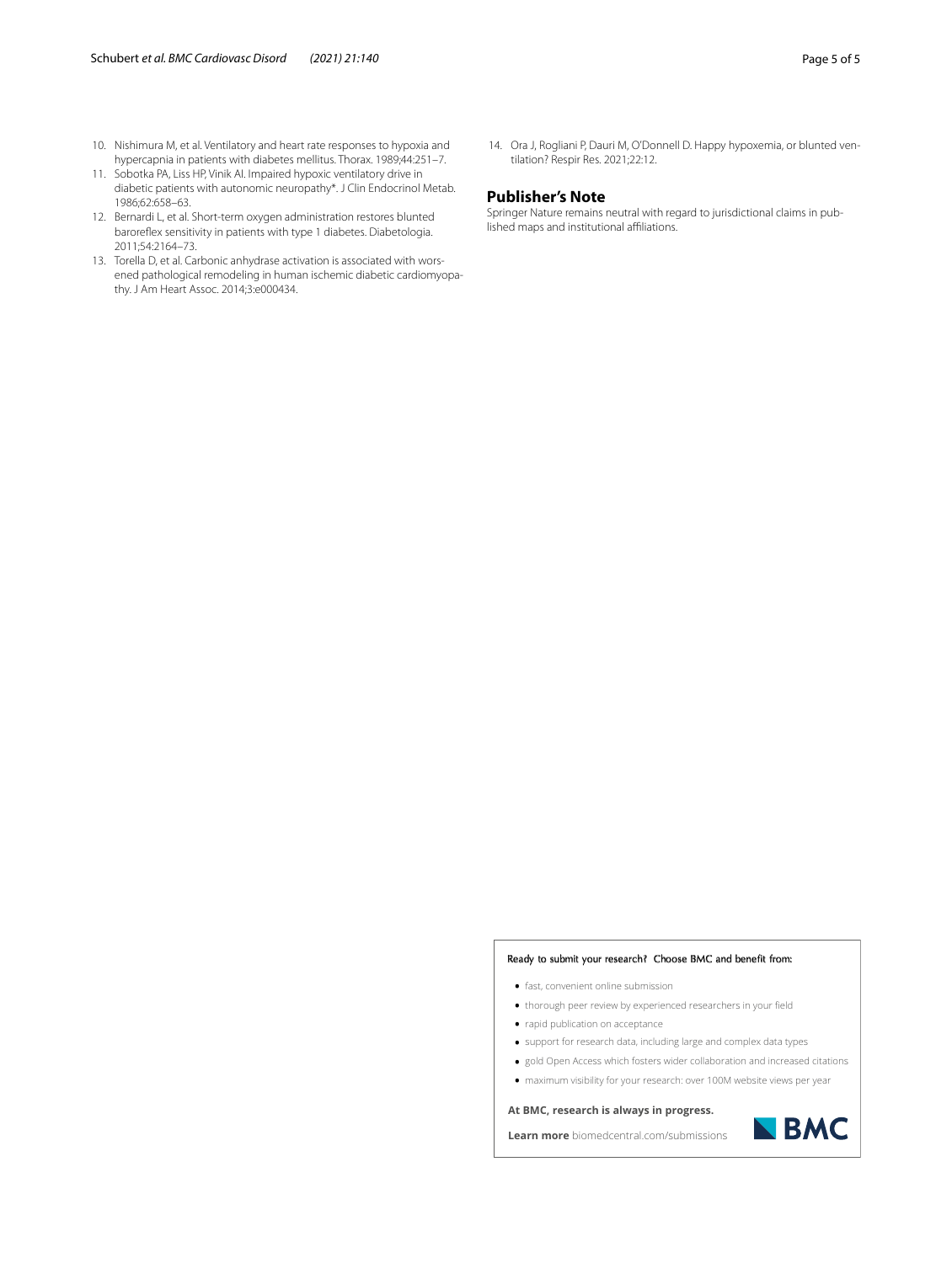10. Nishimura M, et al. Ventilatory and heart rate responses to hypoxia and hypercapnia in patients with diabetes mellitus. Thorax. 1989;44:251–7.
11. Sobotka PA, Liss HP, Vinik AI. Impaired hypoxic ventilatory drive in diabetic patients with autonomic neuropathy*. J Clin Endocrinol Metab. 1986;62:658–63.
12. Bernardi L, et al. Short-term oxygen administration restores blunted baroreflex sensitivity in patients with type 1 diabetes. Diabetologia. 2011;54:2164–73.
13. Torella D, et al. Carbonic anhydrase activation is associated with worsened pathological remodeling in human ischemic diabetic cardiomyopathy. J Am Heart Assoc. 2014;3:e000434.
14. Ora J, Rogliani P, Dauri M, O'Donnell D. Happy hypoxemia, or blunted ventilation? Respir Res. 2021;22:12.

## Publisher's Note

Springer Nature remains neutral with regard to jurisdictional claims in published maps and institutional affiliations.

Ready to submit your research? Choose BMC and benefit from:

- fast, convenient online submission
- thorough peer review by experienced researchers in your field
- rapid publication on acceptance
- support for research data, including large and complex data types
- gold Open Access which fosters wider collaboration and increased citations
- maximum visibility for your research: over 100M website views per year

**At BMC, research is always in progress.**

**Learn more** biomedcentral.com/submissions

BMC